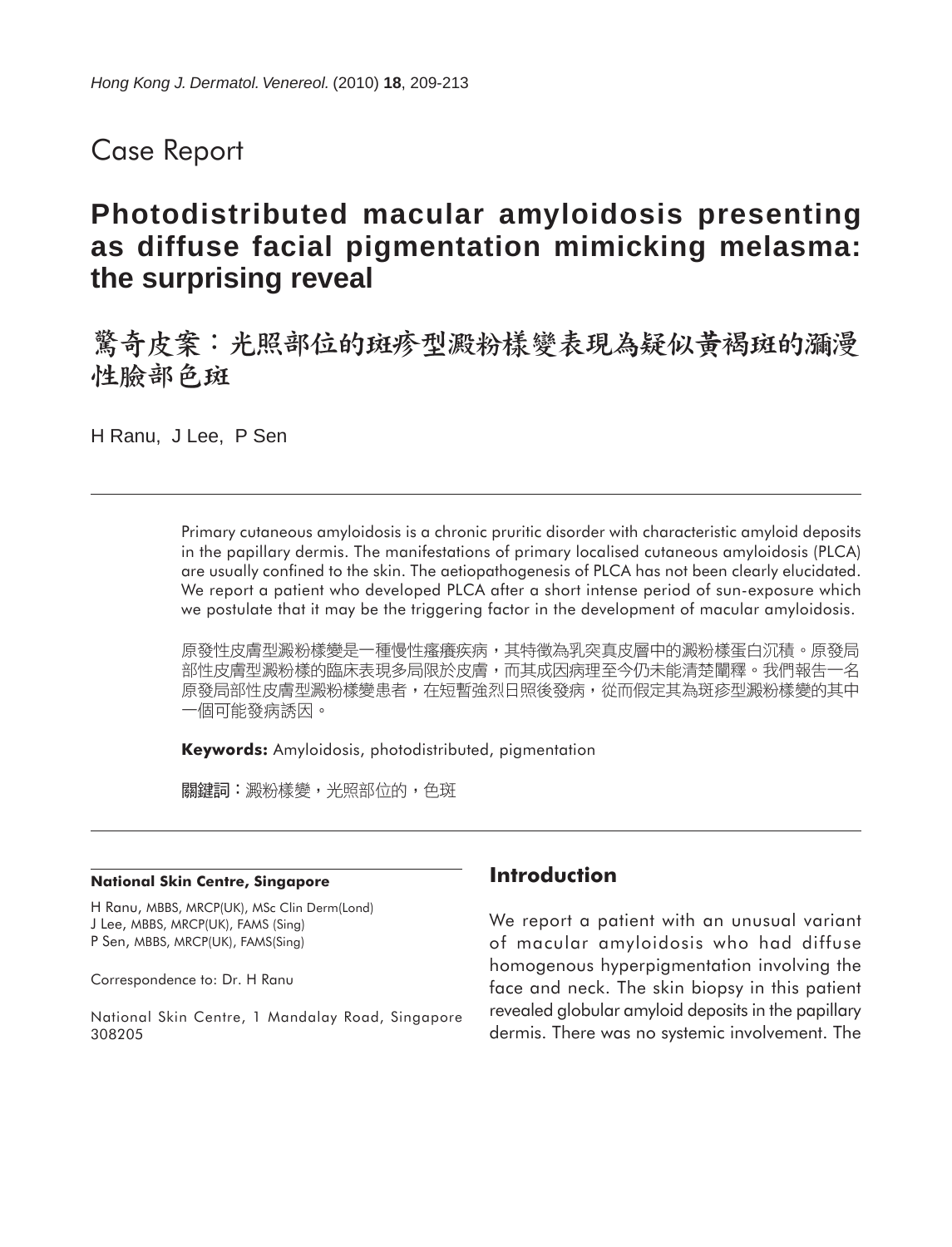Case Report

# Photodistributed macular amyloidosis presenting as diffuse facial pigmentation mimicking melasma: the surprising reveal

# 驚奇皮案：光照部位的斑疹型澱粉樣變表現為疑似黃褐斑的瀰漫性臉部色斑

H Ranu, J Lee, P Sen

Primary cutaneous amyloidosis is a chronic pruritic disorder with characteristic amyloid deposits in the papillary dermis. The manifestations of primary localised cutaneous amyloidosis (PLCA) are usually confined to the skin. The aetiopathogenesis of PLCA has not been clearly elucidated. We report a patient who developed PLCA after a short intense period of sun-exposure which we postulate that it may be the triggering factor in the development of macular amyloidosis.

原發性皮膚型澱粉樣變是一種慢性瘙癢疾病，其特徵為乳突真皮層中的澱粉樣蛋白沉積。原發局部性皮膚型澱粉樣的臨床表現多局限於皮膚，而其成因病理至今仍未能清楚闡釋。我們報告一名原發局部性皮膚型澱粉樣變患者，在短暫強烈日照後發病，從而假定其為斑疹型澱粉樣變的其中一個可能發病誘因。

**Keywords:** Amyloidosis, photodistributed, pigmentation

**關鍵詞**：澱粉樣變，光照部位的，色斑

**National Skin Centre, Singapore**

H Ranu, MBBS, MRCP(UK), MSc Clin Derm(Lond)
J Lee, MBBS, MRCP(UK), FAMS (Sing)
P Sen, MBBS, MRCP(UK), FAMS(Sing)

Correspondence to: Dr. H Ranu

National Skin Centre, 1 Mandalay Road, Singapore 308205

## Introduction

We report a patient with an unusual variant of macular amyloidosis who had diffuse homogenous hyperpigmentation involving the face and neck. The skin biopsy in this patient revealed globular amyloid deposits in the papillary dermis. There was no systemic involvement. The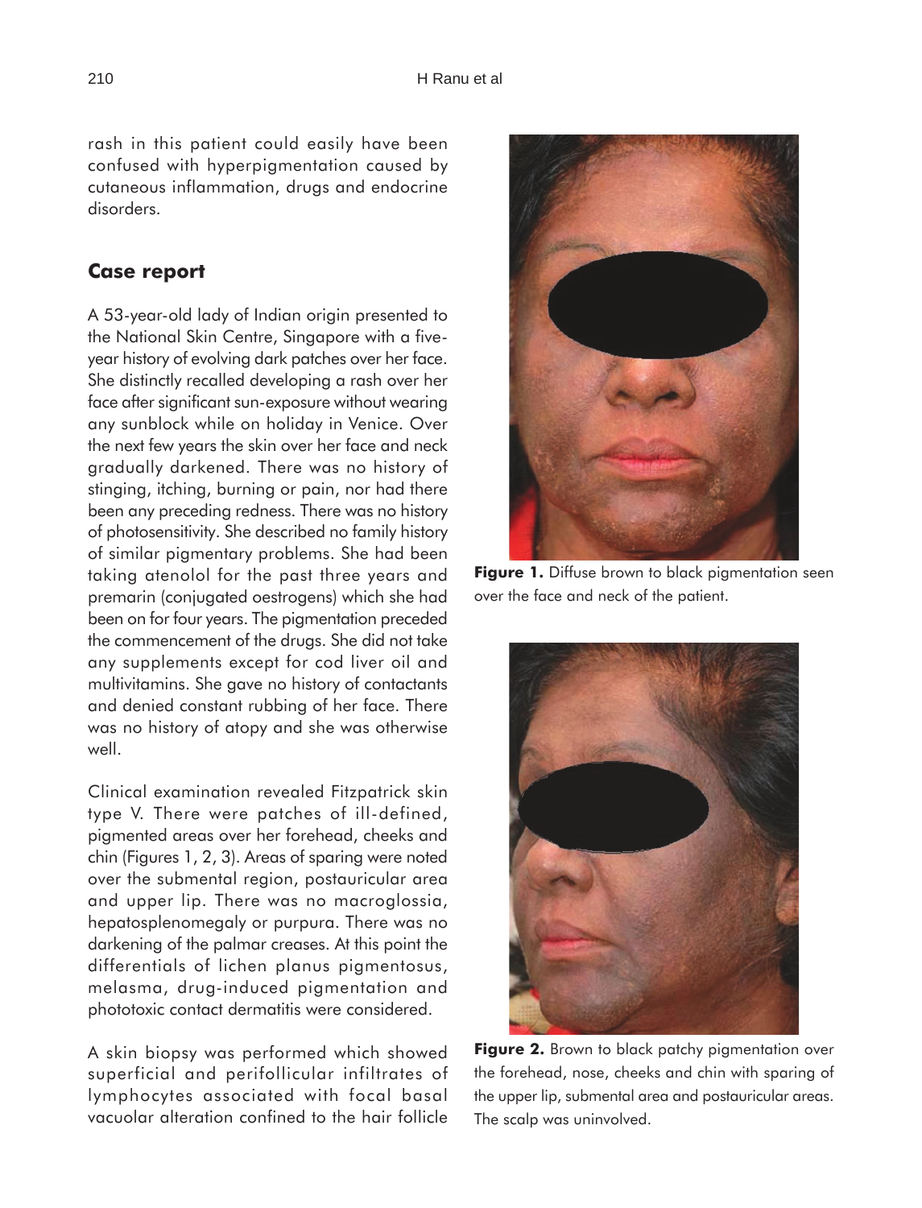rash in this patient could easily have been confused with hyperpigmentation caused by cutaneous inflammation, drugs and endocrine disorders.

## Case report

A 53-year-old lady of Indian origin presented to the National Skin Centre, Singapore with a five-year history of evolving dark patches over her face. She distinctly recalled developing a rash over her face after significant sun-exposure without wearing any sunblock while on holiday in Venice. Over the next few years the skin over her face and neck gradually darkened. There was no history of stinging, itching, burning or pain, nor had there been any preceding redness. There was no history of photosensitivity. She described no family history of similar pigmentary problems. She had been taking atenolol for the past three years and premarin (conjugated oestrogens) which she had been on for four years. The pigmentation preceded the commencement of the drugs. She did not take any supplements except for cod liver oil and multivitamins. She gave no history of contactants and denied constant rubbing of her face. There was no history of atopy and she was otherwise well.

Clinical examination revealed Fitzpatrick skin type V. There were patches of ill-defined, pigmented areas over her forehead, cheeks and chin (Figures 1, 2, 3). Areas of sparing were noted over the submental region, postauricular area and upper lip. There was no macroglossia, hepatosplenomegaly or purpura. There was no darkening of the palmar creases. At this point the differentials of lichen planus pigmentosus, melasma, drug-induced pigmentation and phototoxic contact dermatitis were considered.

A skin biopsy was performed which showed superficial and perifollicular infiltrates of lymphocytes associated with focal basal vacuolar alteration confined to the hair follicle

**Figure 1.** Diffuse brown to black pigmentation seen over the face and neck of the patient.

**Figure 2.** Brown to black patchy pigmentation over the forehead, nose, cheeks and chin with sparing of the upper lip, submental area and postauricular areas. The scalp was uninvolved.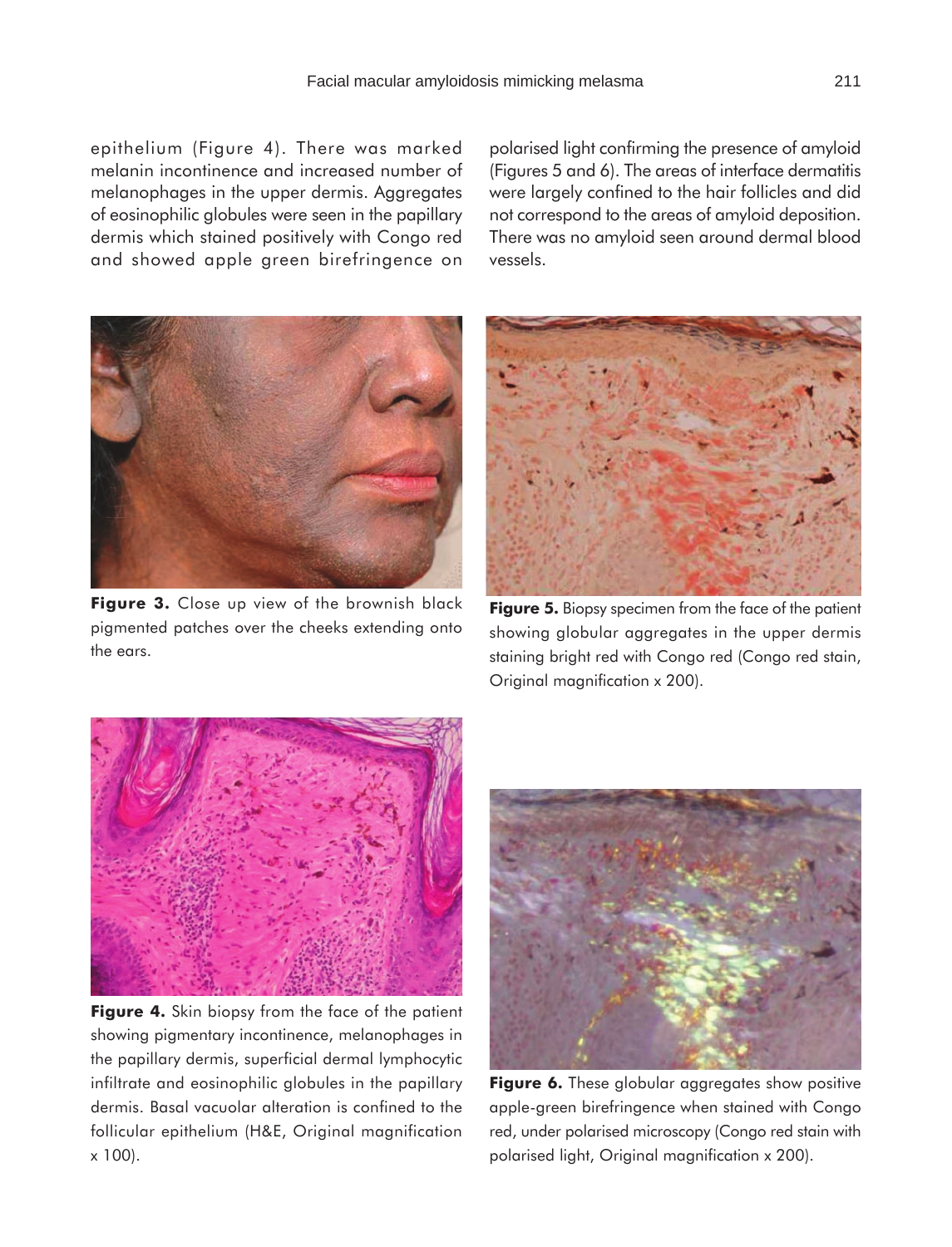epithelium (Figure 4). There was marked melanin incontinence and increased number of melanophages in the upper dermis. Aggregates of eosinophilic globules were seen in the papillary dermis which stained positively with Congo red and showed apple green birefringence on polarised light confirming the presence of amyloid (Figures 5 and 6). The areas of interface dermatitis were largely confined to the hair follicles and did not correspond to the areas of amyloid deposition. There was no amyloid seen around dermal blood vessels.

**Figure 3.** Close up view of the brownish black pigmented patches over the cheeks extending onto the ears.

**Figure 5.** Biopsy specimen from the face of the patient showing globular aggregates in the upper dermis staining bright red with Congo red (Congo red stain, Original magnification x 200).

**Figure 4.** Skin biopsy from the face of the patient showing pigmentary incontinence, melanophages in the papillary dermis, superficial dermal lymphocytic infiltrate and eosinophilic globules in the papillary dermis. Basal vacuolar alteration is confined to the follicular epithelium (H&E, Original magnification x 100).

**Figure 6.** These globular aggregates show positive apple-green birefringence when stained with Congo red, under polarised microscopy (Congo red stain with polarised light, Original magnification x 200).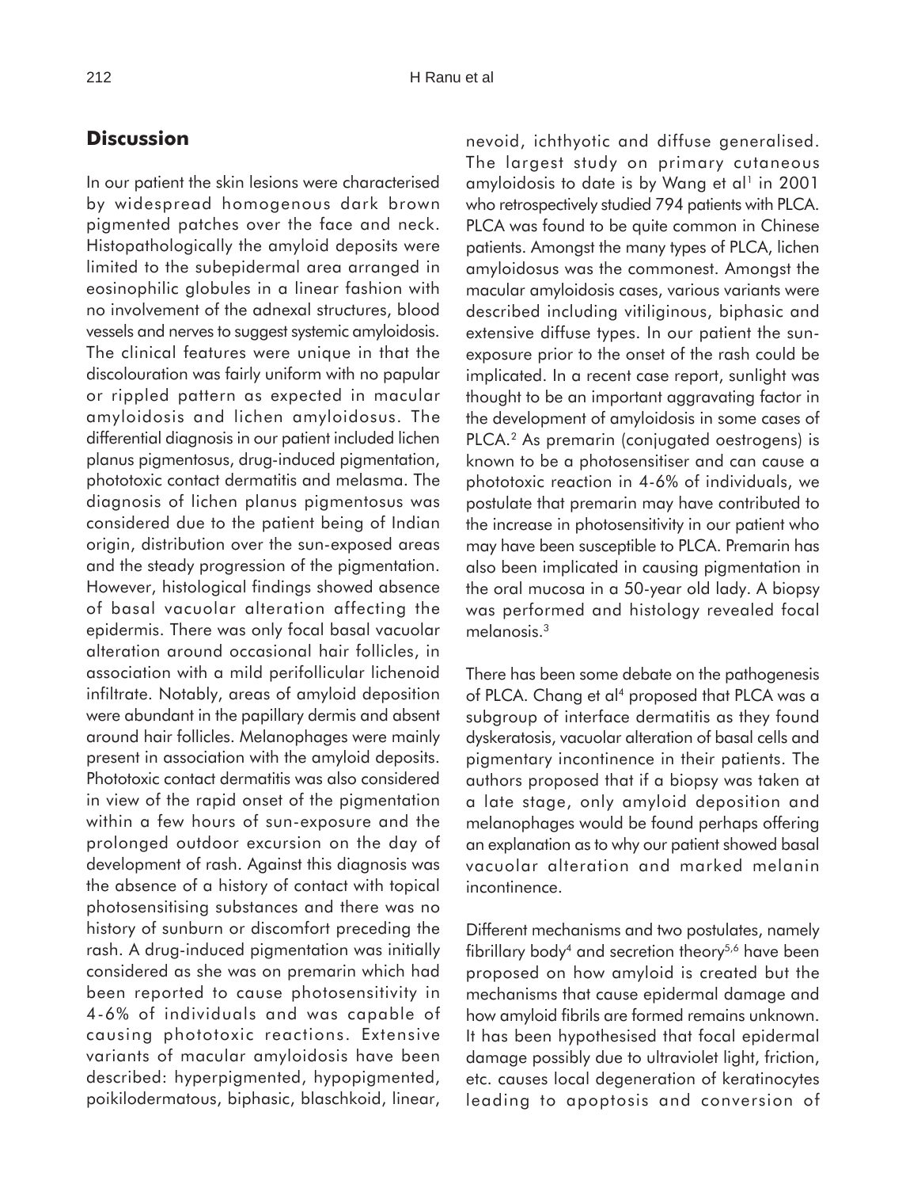## Discussion

In our patient the skin lesions were characterised by widespread homogenous dark brown pigmented patches over the face and neck. Histopathologically the amyloid deposits were limited to the subepidermal area arranged in eosinophilic globules in a linear fashion with no involvement of the adnexal structures, blood vessels and nerves to suggest systemic amyloidosis. The clinical features were unique in that the discolouration was fairly uniform with no papular or rippled pattern as expected in macular amyloidosis and lichen amyloidosus. The differential diagnosis in our patient included lichen planus pigmentosus, drug-induced pigmentation, phototoxic contact dermatitis and melasma. The diagnosis of lichen planus pigmentosus was considered due to the patient being of Indian origin, distribution over the sun-exposed areas and the steady progression of the pigmentation. However, histological findings showed absence of basal vacuolar alteration affecting the epidermis. There was only focal basal vacuolar alteration around occasional hair follicles, in association with a mild perifollicular lichenoid infiltrate. Notably, areas of amyloid deposition were abundant in the papillary dermis and absent around hair follicles. Melanophages were mainly present in association with the amyloid deposits. Phototoxic contact dermatitis was also considered in view of the rapid onset of the pigmentation within a few hours of sun-exposure and the prolonged outdoor excursion on the day of development of rash. Against this diagnosis was the absence of a history of contact with topical photosensitising substances and there was no history of sunburn or discomfort preceding the rash. A drug-induced pigmentation was initially considered as she was on premarin which had been reported to cause photosensitivity in 4-6% of individuals and was capable of causing phototoxic reactions. Extensive variants of macular amyloidosis have been described: hyperpigmented, hypopigmented, poikilodermatous, biphasic, blaschkoid, linear, nevoid, ichthyotic and diffuse generalised. The largest study on primary cutaneous amyloidosis to date is by Wang et al[1] in 2001 who retrospectively studied 794 patients with PLCA. PLCA was found to be quite common in Chinese patients. Amongst the many types of PLCA, lichen amyloidosus was the commonest. Amongst the macular amyloidosis cases, various variants were described including vitiliginous, biphasic and extensive diffuse types. In our patient the sun-exposure prior to the onset of the rash could be implicated. In a recent case report, sunlight was thought to be an important aggravating factor in the development of amyloidosis in some cases of PLCA.[2] As premarin (conjugated oestrogens) is known to be a photosensitiser and can cause a phototoxic reaction in 4-6% of individuals, we postulate that premarin may have contributed to the increase in photosensitivity in our patient who may have been susceptible to PLCA. Premarin has also been implicated in causing pigmentation in the oral mucosa in a 50-year old lady. A biopsy was performed and histology revealed focal melanosis.[3]

There has been some debate on the pathogenesis of PLCA. Chang et al[4] proposed that PLCA was a subgroup of interface dermatitis as they found dyskeratosis, vacuolar alteration of basal cells and pigmentary incontinence in their patients. The authors proposed that if a biopsy was taken at a late stage, only amyloid deposition and melanophages would be found perhaps offering an explanation as to why our patient showed basal vacuolar alteration and marked melanin incontinence.

Different mechanisms and two postulates, namely fibrillary body[4] and secretion theory[5,6] have been proposed on how amyloid is created but the mechanisms that cause epidermal damage and how amyloid fibrils are formed remains unknown. It has been hypothesised that focal epidermal damage possibly due to ultraviolet light, friction, etc. causes local degeneration of keratinocytes leading to apoptosis and conversion of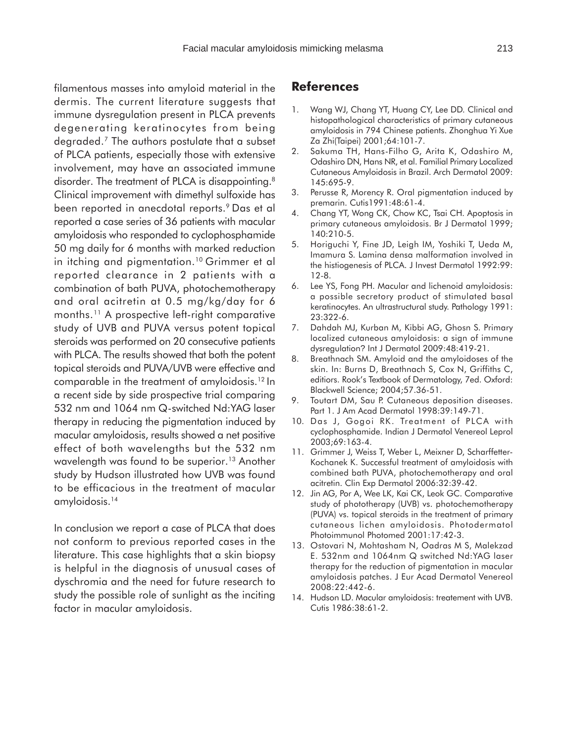filamentous masses into amyloid material in the dermis. The current literature suggests that immune dysregulation present in PLCA prevents degenerating keratinocytes from being degraded.[7] The authors postulate that a subset of PLCA patients, especially those with extensive involvement, may have an associated immune disorder. The treatment of PLCA is disappointing.[8] Clinical improvement with dimethyl sulfoxide has been reported in anecdotal reports.[9] Das et al reported a case series of 36 patients with macular amyloidosis who responded to cyclophosphamide 50 mg daily for 6 months with marked reduction in itching and pigmentation.[10] Grimmer et al reported clearance in 2 patients with a combination of bath PUVA, photochemotherapy and oral acitretin at 0.5 mg/kg/day for 6 months.[11] A prospective left-right comparative study of UVB and PUVA versus potent topical steroids was performed on 20 consecutive patients with PLCA. The results showed that both the potent topical steroids and PUVA/UVB were effective and comparable in the treatment of amyloidosis.[12] In a recent side by side prospective trial comparing 532 nm and 1064 nm Q-switched Nd:YAG laser therapy in reducing the pigmentation induced by macular amyloidosis, results showed a net positive effect of both wavelengths but the 532 nm wavelength was found to be superior.[13] Another study by Hudson illustrated how UVB was found to be efficacious in the treatment of macular amyloidosis.[14]

In conclusion we report a case of PLCA that does not conform to previous reported cases in the literature. This case highlights that a skin biopsy is helpful in the diagnosis of unusual cases of dyschromia and the need for future research to study the possible role of sunlight as the inciting factor in macular amyloidosis.

## References

1. Wang WJ, Chang YT, Huang CY, Lee DD. Clinical and histopathological characteristics of primary cutaneous amyloidosis in 794 Chinese patients. Zhonghua Yi Xue Za Zhi(Taipei) 2001;64:101-7.
2. Sakuma TH, Hans-Filho G, Arita K, Odashiro M, Odashiro DN, Hans NR, et al. Familial Primary Localized Cutaneous Amyloidosis in Brazil. Arch Dermatol 2009: 145:695-9.
3. Perusse R, Morency R. Oral pigmentation induced by premarin. Cutis1991:48:61-4.
4. Chang YT, Wong CK, Chow KC, Tsai CH. Apoptosis in primary cutaneous amyloidosis. Br J Dermatol 1999; 140:210-5.
5. Horiguchi Y, Fine JD, Leigh IM, Yoshiki T, Ueda M, Imamura S. Lamina densa malformation involved in the histiogenesis of PLCA. J Invest Dermatol 1992:99: 12-8.
6. Lee YS, Fong PH. Macular and lichenoid amyloidosis: a possible secretory product of stimulated basal keratinocytes. An ultrastructural study. Pathology 1991: 23:322-6.
7. Dahdah MJ, Kurban M, Kibbi AG, Ghosn S. Primary localized cutaneous amyloidosis: a sign of immune dysregulation? Int J Dermatol 2009:48:419-21.
8. Breathnach SM. Amyloid and the amyloidoses of the skin. In: Burns D, Breathnach S, Cox N, Griffiths C, editiors. Rook's Textbook of Dermatology, 7ed. Oxford: Blackwell Science; 2004;57.36-51.
9. Toutart DM, Sau P. Cutaneous deposition diseases. Part 1. J Am Acad Dermatol 1998:39:149-71.
10. Das J, Gogoi RK. Treatment of PLCA with cyclophosphamide. Indian J Dermatol Venereol Leprol 2003;69:163-4.
11. Grimmer J, Weiss T, Weber L, Meixner D, Scharffetter-Kochanek K. Successful treatment of amyloidosis with combined bath PUVA, photochemotherapy and oral acitretin. Clin Exp Dermatol 2006:32:39-42.
12. Jin AG, Por A, Wee LK, Kai CK, Leok GC. Comparative study of phototherapy (UVB) vs. photochemotherapy (PUVA) vs. topical steroids in the treatment of primary cutaneous lichen amyloidosis. Photodermatol Photoimmunol Photomed 2001:17:42-3.
13. Ostovari N, Mohtasham N, Oadras M S, Malekzad E. 532nm and 1064nm Q switched Nd:YAG laser therapy for the reduction of pigmentation in macular amyloidosis patches. J Eur Acad Dermatol Venereol 2008:22:442-6.
14. Hudson LD. Macular amyloidosis: treatement with UVB. Cutis 1986:38:61-2.